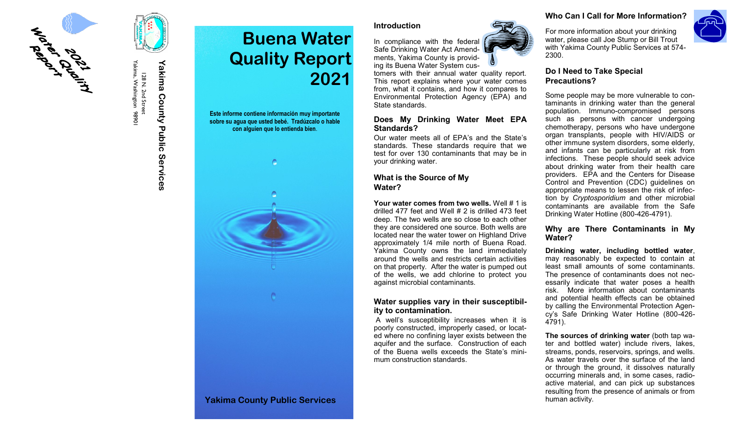2021 Water Quality Report

**Yakima County Public Services**

128 N. 2nd Street
Yakima, Washington 98901

# Buena Water Quality Report 2021

**Este informe contiene información muy importante sobre su agua que usted bebé. Tradúzcalo o hable con alguien que lo entienda bien.**

**Yakima County Public Services**

## Introduction

In compliance with the federal Safe Drinking Water Act Amendments, Yakima County is providing its Buena Water System customers with their annual water quality report. This report explains where your water comes from, what it contains, and how it compares to Environmental Protection Agency (EPA) and State standards.

## Does My Drinking Water Meet EPA Standards?

Our water meets all of EPA's and the State's standards. These standards require that we test for over 130 contaminants that may be in your drinking water.

## What is the Source of My Water?

**Your water comes from two wells.** Well # 1 is drilled 477 feet and Well # 2 is drilled 473 feet deep. The two wells are so close to each other they are considered one source. Both wells are located near the water tower on Highland Drive approximately 1/4 mile north of Buena Road. Yakima County owns the land immediately around the wells and restricts certain activities on that property. After the water is pumped out of the wells, we add chlorine to protect you against microbial contaminants.

## Water supplies vary in their susceptibility to contamination.

A well's susceptibility increases when it is poorly constructed, improperly cased, or located where no confining layer exists between the aquifer and the surface. Construction of each of the Buena wells exceeds the State's minimum construction standards.

## Who Can I Call for More Information?

For more information about your drinking water, please call Joe Stump or Bill Trout with Yakima County Public Services at 574-2300.

## Do I Need to Take Special Precautions?

Some people may be more vulnerable to contaminants in drinking water than the general population. Immuno-compromised persons such as persons with cancer undergoing chemotherapy, persons who have undergone organ transplants, people with HIV/AIDS or other immune system disorders, some elderly, and infants can be particularly at risk from infections. These people should seek advice about drinking water from their health care providers. EPA and the Centers for Disease Control and Prevention (CDC) guidelines on appropriate means to lessen the risk of infection by *Cryptosporidium* and other microbial contaminants are available from the Safe Drinking Water Hotline (800-426-4791).

## Why are There Contaminants in My Water?

**Drinking water, including bottled water**, may reasonably be expected to contain at least small amounts of some contaminants. The presence of contaminants does not necessarily indicate that water poses a health risk. More information about contaminants and potential health effects can be obtained by calling the Environmental Protection Agency's Safe Drinking Water Hotline (800-426-4791).

**The sources of drinking water** (both tap water and bottled water) include rivers, lakes, streams, ponds, reservoirs, springs, and wells. As water travels over the surface of the land or through the ground, it dissolves naturally occurring minerals and, in some cases, radioactive material, and can pick up substances resulting from the presence of animals or from human activity.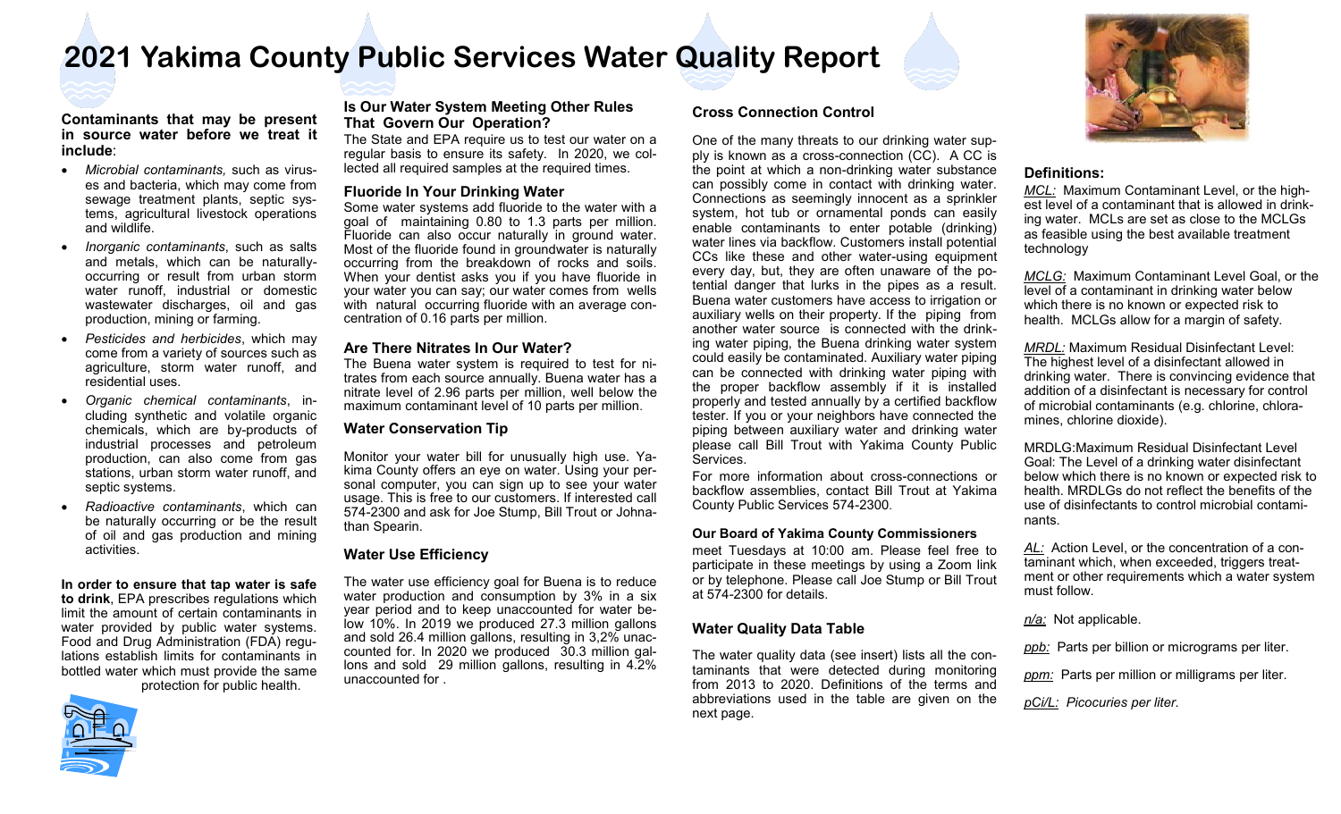# 2021 Yakima County Public Services Water Quality Report

**Contaminants that may be present in source water before we treat it include**:

- *Microbial contaminants,* such as viruses and bacteria, which may come from sewage treatment plants, septic systems, agricultural livestock operations and wildlife.
- *Inorganic contaminants*, such as salts and metals, which can be naturally-occurring or result from urban storm water runoff, industrial or domestic wastewater discharges, oil and gas production, mining or farming.
- *Pesticides and herbicides*, which may come from a variety of sources such as agriculture, storm water runoff, and residential uses.
- *Organic chemical contaminants*, including synthetic and volatile organic chemicals, which are by-products of industrial processes and petroleum production, can also come from gas stations, urban storm water runoff, and septic systems.
- *Radioactive contaminants*, which can be naturally occurring or be the result of oil and gas production and mining activities.

**In order to ensure that tap water is safe to drink**, EPA prescribes regulations which limit the amount of certain contaminants in water provided by public water systems. Food and Drug Administration (FDA) regulations establish limits for contaminants in bottled water which must provide the same protection for public health.

### Is Our Water System Meeting Other Rules That Govern Our Operation?

The State and EPA require us to test our water on a regular basis to ensure its safety. In 2020, we collected all required samples at the required times.

### Fluoride In Your Drinking Water

Some water systems add fluoride to the water with a goal of maintaining 0.80 to 1.3 parts per million. Fluoride can also occur naturally in ground water. Most of the fluoride found in groundwater is naturally occurring from the breakdown of rocks and soils. When your dentist asks you if you have fluoride in your water you can say; our water comes from wells with natural occurring fluoride with an average concentration of 0.16 parts per million.

### Are There Nitrates In Our Water?

The Buena water system is required to test for nitrates from each source annually. Buena water has a nitrate level of 2.96 parts per million, well below the maximum contaminant level of 10 parts per million.

### Water Conservation Tip

Monitor your water bill for unusually high use. Yakima County offers an eye on water. Using your personal computer, you can sign up to see your water usage. This is free to our customers. If interested call 574-2300 and ask for Joe Stump, Bill Trout or Johnathan Spearin.

### Water Use Efficiency

The water use efficiency goal for Buena is to reduce water production and consumption by 3% in a six year period and to keep unaccounted for water below 10%. In 2019 we produced 27.3 million gallons and sold 26.4 million gallons, resulting in 3,2% unaccounted for. In 2020 we produced 30.3 million gallons and sold 29 million gallons, resulting in 4.2% unaccounted for .

### Cross Connection Control

One of the many threats to our drinking water supply is known as a cross-connection (CC). A CC is the point at which a non-drinking water substance can possibly come in contact with drinking water. Connections as seemingly innocent as a sprinkler system, hot tub or ornamental ponds can easily enable contaminants to enter potable (drinking) water lines via backflow. Customers install potential CCs like these and other water-using equipment every day, but, they are often unaware of the potential danger that lurks in the pipes as a result. Buena water customers have access to irrigation or auxiliary wells on their property. If the piping from another water source is connected with the drinking water piping, the Buena drinking water system could easily be contaminated. Auxiliary water piping can be connected with drinking water piping with the proper backflow assembly if it is installed properly and tested annually by a certified backflow tester. If you or your neighbors have connected the piping between auxiliary water and drinking water please call Bill Trout with Yakima County Public Services.

For more information about cross-connections or backflow assemblies, contact Bill Trout at Yakima County Public Services 574-2300.

#### Our Board of Yakima County Commissioners

meet Tuesdays at 10:00 am. Please feel free to participate in these meetings by using a Zoom link or by telephone. Please call Joe Stump or Bill Trout at 574-2300 for details.

### Water Quality Data Table

The water quality data (see insert) lists all the contaminants that were detected during monitoring from 2013 to 2020. Definitions of the terms and abbreviations used in the table are given on the next page.

### Definitions:

*MCL:* Maximum Contaminant Level, or the highest level of a contaminant that is allowed in drinking water. MCLs are set as close to the MCLGs as feasible using the best available treatment technology

*MCLG:* Maximum Contaminant Level Goal, or the level of a contaminant in drinking water below which there is no known or expected risk to health. MCLGs allow for a margin of safety.

*MRDL:* Maximum Residual Disinfectant Level: The highest level of a disinfectant allowed in drinking water. There is convincing evidence that addition of a disinfectant is necessary for control of microbial contaminants (e.g. chlorine, chloramines, chlorine dioxide).

MRDLG:Maximum Residual Disinfectant Level Goal: The Level of a drinking water disinfectant below which there is no known or expected risk to health. MRDLGs do not reflect the benefits of the use of disinfectants to control microbial contaminants.

*AL:* Action Level, or the concentration of a contaminant which, when exceeded, triggers treatment or other requirements which a water system must follow.

*n/a:* Not applicable.

*ppb:* Parts per billion or micrograms per liter.

*ppm:* Parts per million or milligrams per liter.

*pCi/L: Picocuries per liter.*